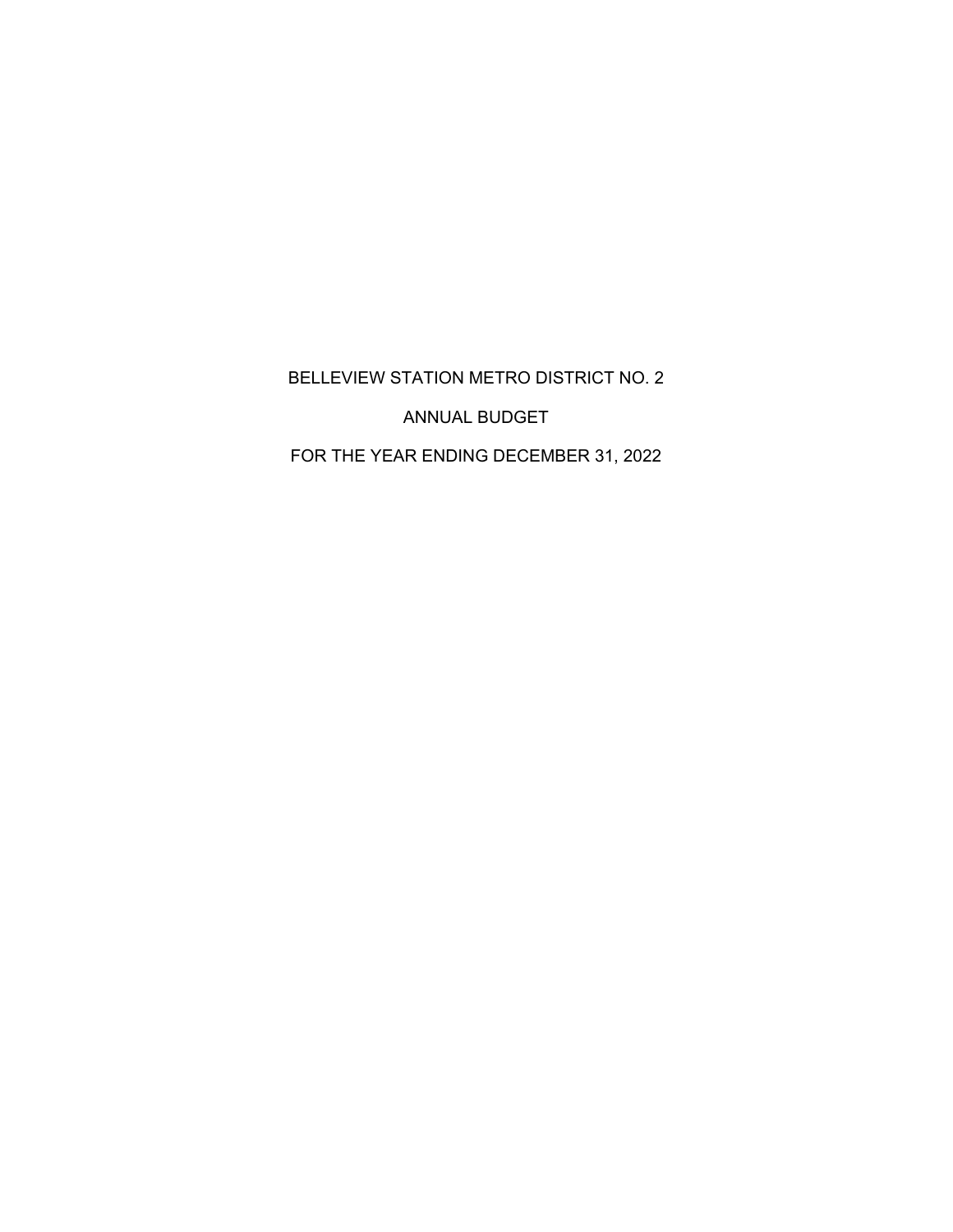# BELLEVIEW STATION METRO DISTRICT NO. 2

## ANNUAL BUDGET

## FOR THE YEAR ENDING DECEMBER 31, 2022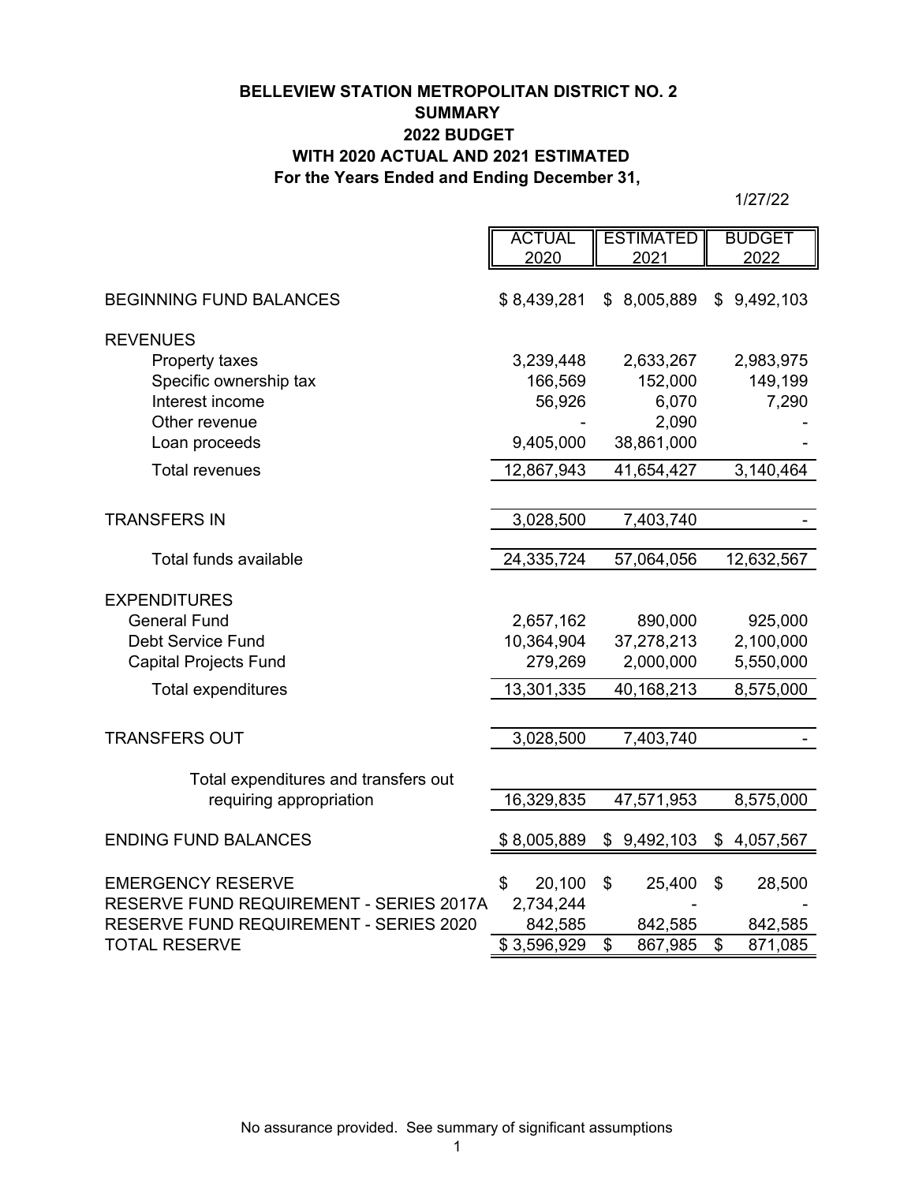# BELLEVIEW STATION METROPOLITAN DISTRICT NO. 2
## SUMMARY
## 2022 BUDGET
## WITH 2020 ACTUAL AND 2021 ESTIMATED
## For the Years Ended and Ending December 31,

1/27/22

| | ACTUAL 2020 | ESTIMATED 2021 | BUDGET 2022 |
|---|---|---|---|
| BEGINNING FUND BALANCES | $ 8,439,281 | $ 8,005,889 | $ 9,492,103 |
| REVENUES | | | |
| Property taxes | 3,239,448 | 2,633,267 | 2,983,975 |
| Specific ownership tax | 166,569 | 152,000 | 149,199 |
| Interest income | 56,926 | 6,070 | 7,290 |
| Other revenue | - | 2,090 | - |
| Loan proceeds | 9,405,000 | 38,861,000 | - |
| Total revenues | 12,867,943 | 41,654,427 | 3,140,464 |
| TRANSFERS IN | 3,028,500 | 7,403,740 | - |
| Total funds available | 24,335,724 | 57,064,056 | 12,632,567 |
| EXPENDITURES | | | |
| General Fund | 2,657,162 | 890,000 | 925,000 |
| Debt Service Fund | 10,364,904 | 37,278,213 | 2,100,000 |
| Capital Projects Fund | 279,269 | 2,000,000 | 5,550,000 |
| Total expenditures | 13,301,335 | 40,168,213 | 8,575,000 |
| TRANSFERS OUT | 3,028,500 | 7,403,740 | - |
| Total expenditures and transfers out requiring appropriation | 16,329,835 | 47,571,953 | 8,575,000 |
| ENDING FUND BALANCES | $ 8,005,889 | $ 9,492,103 | $ 4,057,567 |
| EMERGENCY RESERVE | $ 20,100 | $ 25,400 | $ 28,500 |
| RESERVE FUND REQUIREMENT - SERIES 2017A | 2,734,244 | - | - |
| RESERVE FUND REQUIREMENT - SERIES 2020 | 842,585 | 842,585 | 842,585 |
| TOTAL RESERVE | $ 3,596,929 | $ 867,985 | $ 871,085 |

No assurance provided. See summary of significant assumptions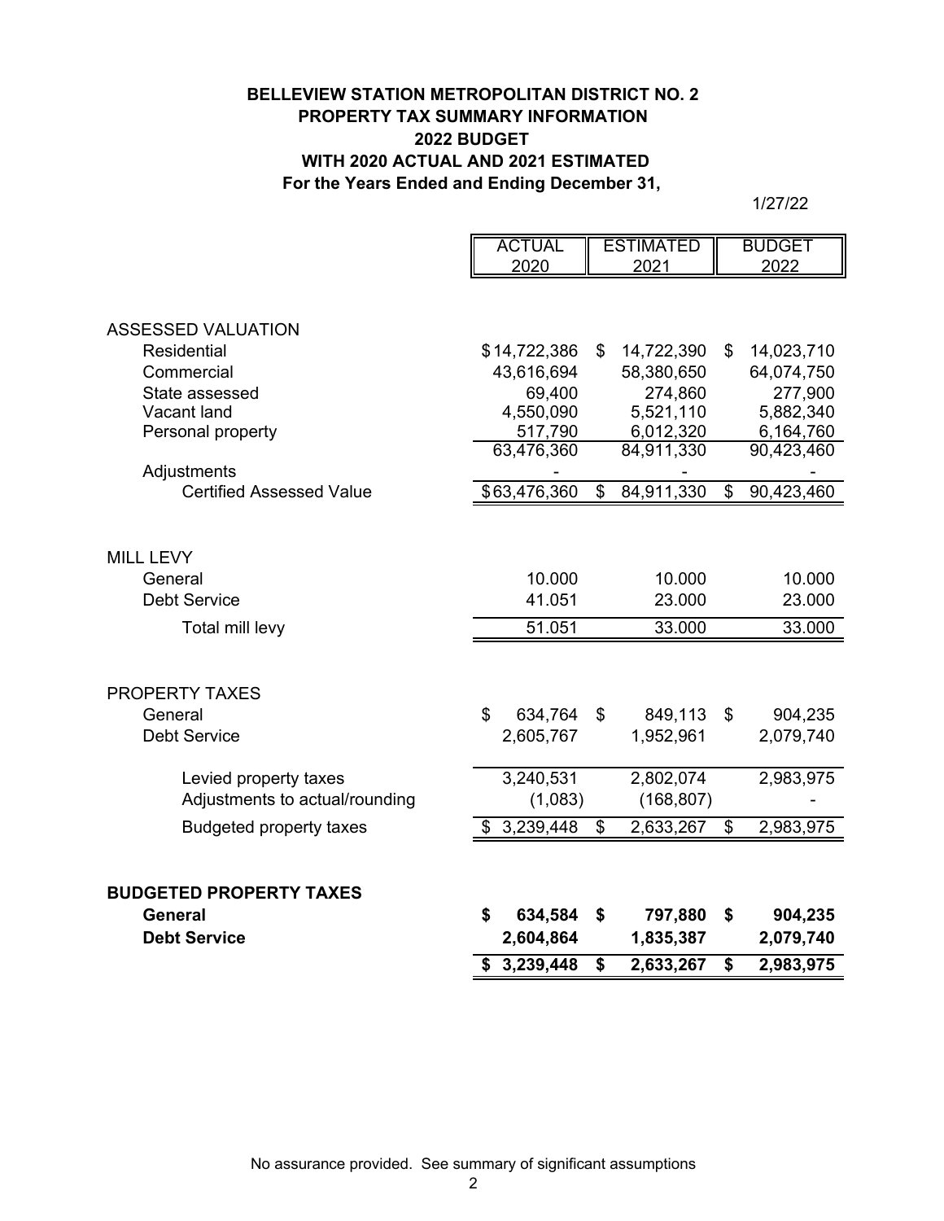**BELLEVIEW STATION METROPOLITAN DISTRICT NO. 2**
**PROPERTY TAX SUMMARY INFORMATION**
**2022 BUDGET**
**WITH 2020 ACTUAL AND 2021 ESTIMATED**
**For the Years Ended and Ending December 31,**

1/27/22

| | ACTUAL 2020 | ESTIMATED 2021 | BUDGET 2022 |
|---|---|---|---|
| ASSESSED VALUATION | | | |
| Residential | $ 14,722,386 | $ 14,722,390 | $ 14,023,710 |
| Commercial | 43,616,694 | 58,380,650 | 64,074,750 |
| State assessed | 69,400 | 274,860 | 277,900 |
| Vacant land | 4,550,090 | 5,521,110 | 5,882,340 |
| Personal property | 517,790 | 6,012,320 | 6,164,760 |
| | 63,476,360 | 84,911,330 | 90,423,460 |
| Adjustments | - | - | - |
| Certified Assessed Value | $ 63,476,360 | $ 84,911,330 | $ 90,423,460 |
| | | | |
| MILL LEVY | | | |
| General | 10.000 | 10.000 | 10.000 |
| Debt Service | 41.051 | 23.000 | 23.000 |
| Total mill levy | 51.051 | 33.000 | 33.000 |
| | | | |
| PROPERTY TAXES | | | |
| General | $ 634,764 | $ 849,113 | $ 904,235 |
| Debt Service | 2,605,767 | 1,952,961 | 2,079,740 |
| Levied property taxes | 3,240,531 | 2,802,074 | 2,983,975 |
| Adjustments to actual/rounding | (1,083) | (168,807) | - |
| Budgeted property taxes | $ 3,239,448 | $ 2,633,267 | $ 2,983,975 |
| | | | |
| **BUDGETED PROPERTY TAXES** | | | |
| **General** | **$ 634,584** | **$ 797,880** | **$ 904,235** |
| **Debt Service** | **2,604,864** | **1,835,387** | **2,079,740** |
| | **$ 3,239,448** | **$ 2,633,267** | **$ 2,983,975** |

No assurance provided. See summary of significant assumptions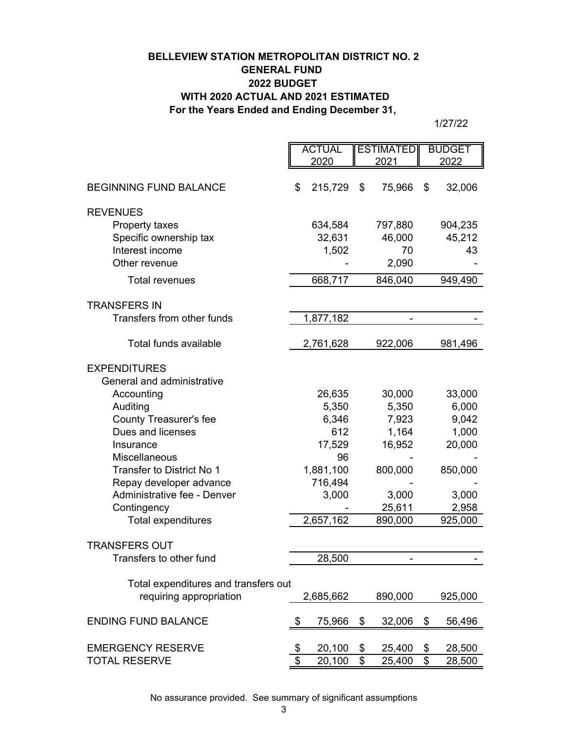**BELLEVIEW STATION METROPOLITAN DISTRICT NO. 2**
**GENERAL FUND**
**2022 BUDGET**
**WITH 2020 ACTUAL AND 2021 ESTIMATED**
**For the Years Ended and Ending December 31,**

1/27/22

| | ACTUAL 2020 | ESTIMATED 2021 | BUDGET 2022 |
|---|---|---|---|
| BEGINNING FUND BALANCE | $ 215,729 | $ 75,966 | $ 32,006 |
| REVENUES | | | |
| Property taxes | 634,584 | 797,880 | 904,235 |
| Specific ownership tax | 32,631 | 46,000 | 45,212 |
| Interest income | 1,502 | 70 | 43 |
| Other revenue | - | 2,090 | - |
| Total revenues | 668,717 | 846,040 | 949,490 |
| TRANSFERS IN | | | |
| Transfers from other funds | 1,877,182 | - | - |
| Total funds available | 2,761,628 | 922,006 | 981,496 |
| EXPENDITURES | | | |
| General and administrative | | | |
| Accounting | 26,635 | 30,000 | 33,000 |
| Auditing | 5,350 | 5,350 | 6,000 |
| County Treasurer's fee | 6,346 | 7,923 | 9,042 |
| Dues and licenses | 612 | 1,164 | 1,000 |
| Insurance | 17,529 | 16,952 | 20,000 |
| Miscellaneous | 96 | - | - |
| Transfer to District No 1 | 1,881,100 | 800,000 | 850,000 |
| Repay developer advance | 716,494 | - | - |
| Administrative fee - Denver | 3,000 | 3,000 | 3,000 |
| Contingency | - | 25,611 | 2,958 |
| Total expenditures | 2,657,162 | 890,000 | 925,000 |
| TRANSFERS OUT | | | |
| Transfers to other fund | 28,500 | - | - |
| Total expenditures and transfers out requiring appropriation | 2,685,662 | 890,000 | 925,000 |
| ENDING FUND BALANCE | $ 75,966 | $ 32,006 | $ 56,496 |
| EMERGENCY RESERVE | $ 20,100 | $ 25,400 | $ 28,500 |
| TOTAL RESERVE | $ 20,100 | $ 25,400 | $ 28,500 |

No assurance provided. See summary of significant assumptions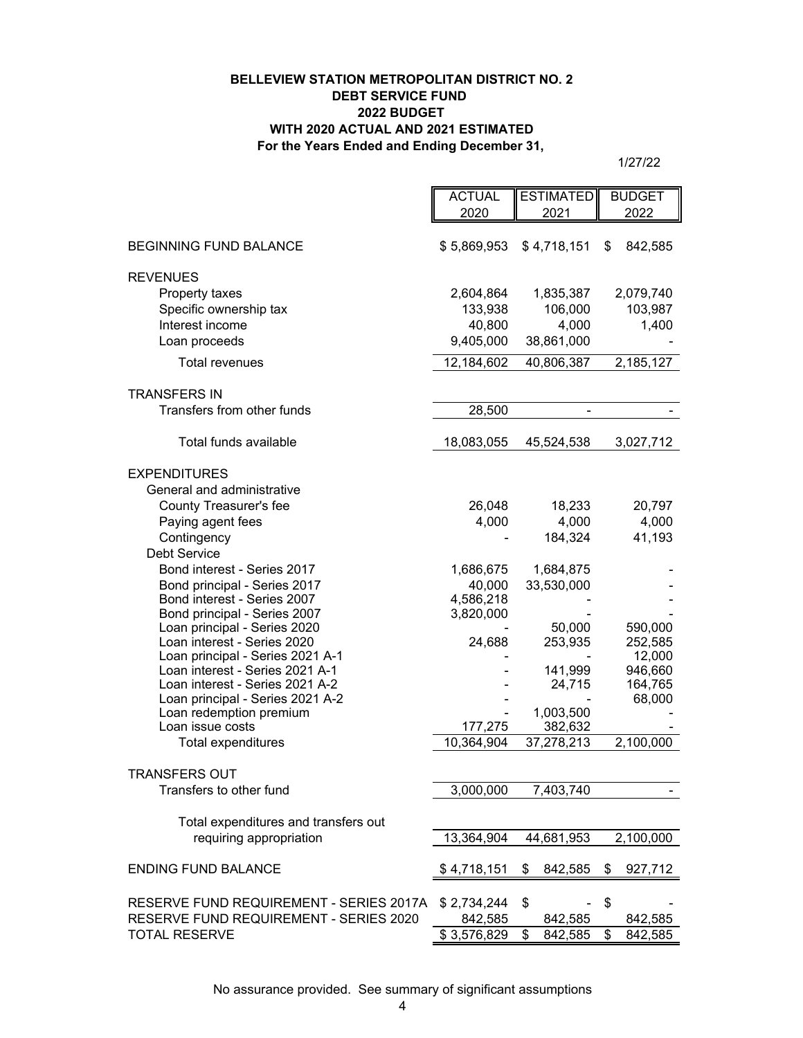**BELLEVIEW STATION METROPOLITAN DISTRICT NO. 2**
**DEBT SERVICE FUND**
**2022 BUDGET**
**WITH 2020 ACTUAL AND 2021 ESTIMATED**
**For the Years Ended and Ending December 31,**

1/27/22

| | ACTUAL 2020 | ESTIMATED 2021 | BUDGET 2022 |
|---|---|---|---|
| BEGINNING FUND BALANCE | $ 5,869,953 | $ 4,718,151 | $ 842,585 |
| REVENUES | | | |
| Property taxes | 2,604,864 | 1,835,387 | 2,079,740 |
| Specific ownership tax | 133,938 | 106,000 | 103,987 |
| Interest income | 40,800 | 4,000 | 1,400 |
| Loan proceeds | 9,405,000 | 38,861,000 | - |
| Total revenues | 12,184,602 | 40,806,387 | 2,185,127 |
| TRANSFERS IN | | | |
| Transfers from other funds | 28,500 | - | - |
| Total funds available | 18,083,055 | 45,524,538 | 3,027,712 |
| EXPENDITURES | | | |
| General and administrative | | | |
| County Treasurer's fee | 26,048 | 18,233 | 20,797 |
| Paying agent fees | 4,000 | 4,000 | 4,000 |
| Contingency | - | 184,324 | 41,193 |
| Debt Service | | | |
| Bond interest - Series 2017 | 1,686,675 | 1,684,875 | - |
| Bond principal - Series 2017 | 40,000 | 33,530,000 | - |
| Bond interest - Series 2007 | 4,586,218 | - | - |
| Bond principal - Series 2007 | 3,820,000 | - | - |
| Loan principal - Series 2020 | - | 50,000 | 590,000 |
| Loan interest - Series 2020 | 24,688 | 253,935 | 252,585 |
| Loan principal - Series 2021 A-1 | - | - | 12,000 |
| Loan interest - Series 2021 A-1 | - | 141,999 | 946,660 |
| Loan interest - Series 2021 A-2 | - | 24,715 | 164,765 |
| Loan principal - Series 2021 A-2 | - | - | 68,000 |
| Loan redemption premium | - | 1,003,500 | - |
| Loan issue costs | 177,275 | 382,632 | - |
| Total expenditures | 10,364,904 | 37,278,213 | 2,100,000 |
| TRANSFERS OUT | | | |
| Transfers to other fund | 3,000,000 | 7,403,740 | - |
| Total expenditures and transfers out requiring appropriation | 13,364,904 | 44,681,953 | 2,100,000 |
| ENDING FUND BALANCE | $ 4,718,151 | $ 842,585 | $ 927,712 |
| RESERVE FUND REQUIREMENT - SERIES 2017A | $ 2,734,244 | $ - | $ - |
| RESERVE FUND REQUIREMENT - SERIES 2020 | 842,585 | 842,585 | 842,585 |
| TOTAL RESERVE | $ 3,576,829 | $ 842,585 | $ 842,585 |

No assurance provided. See summary of significant assumptions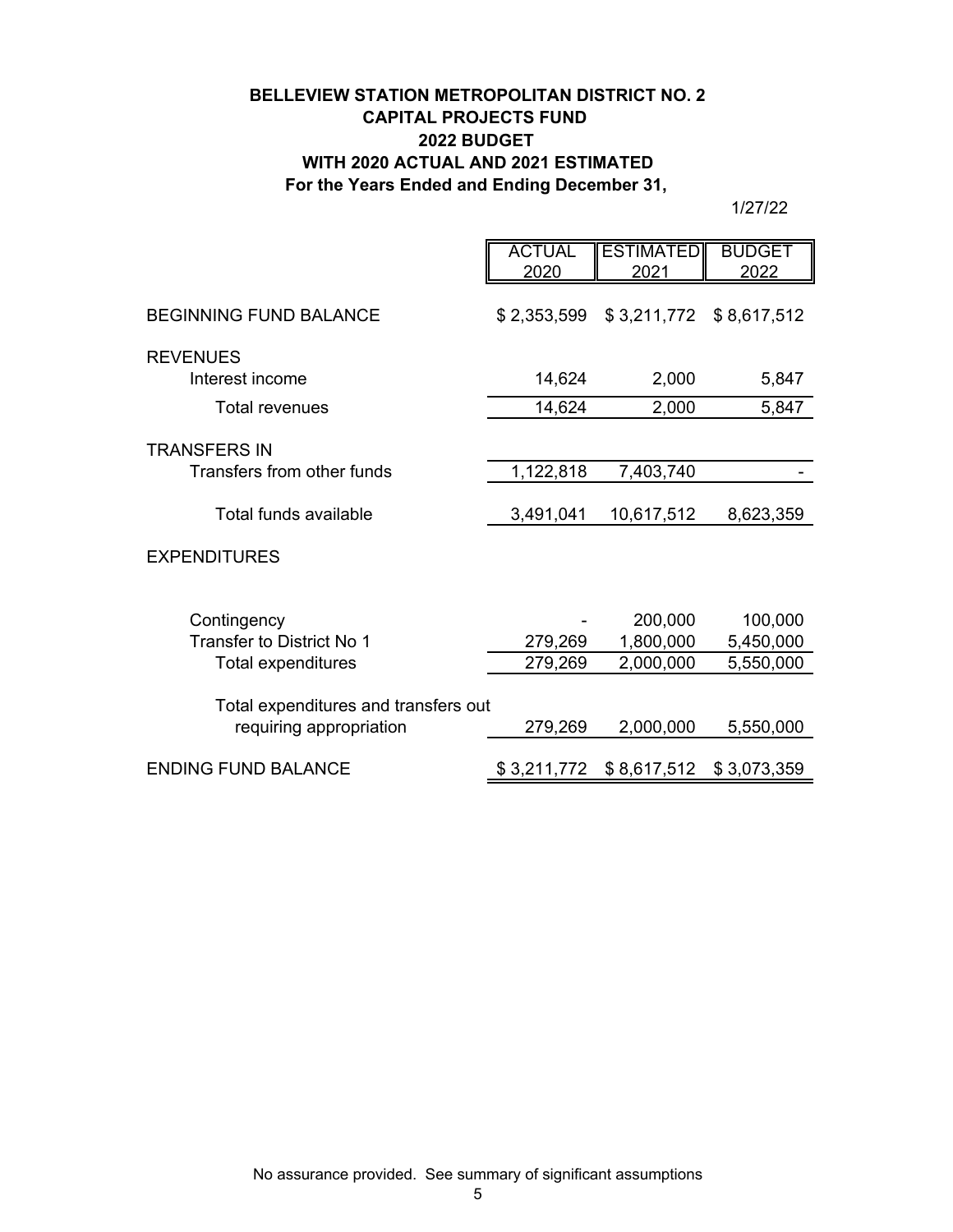**BELLEVIEW STATION METROPOLITAN DISTRICT NO. 2**
**CAPITAL PROJECTS FUND**
**2022 BUDGET**
**WITH 2020 ACTUAL AND 2021 ESTIMATED**
**For the Years Ended and Ending December 31,**

1/27/22

| | ACTUAL 2020 | ESTIMATED 2021 | BUDGET 2022 |
|---|---|---|---|
| BEGINNING FUND BALANCE | $ 2,353,599 | $ 3,211,772 | $ 8,617,512 |
| REVENUES | | | |
| Interest income | 14,624 | 2,000 | 5,847 |
| Total revenues | 14,624 | 2,000 | 5,847 |
| TRANSFERS IN | | | |
| Transfers from other funds | 1,122,818 | 7,403,740 | - |
| Total funds available | 3,491,041 | 10,617,512 | 8,623,359 |
| EXPENDITURES | | | |
| Contingency | - | 200,000 | 100,000 |
| Transfer to District No 1 | 279,269 | 1,800,000 | 5,450,000 |
| Total expenditures | 279,269 | 2,000,000 | 5,550,000 |
| Total expenditures and transfers out requiring appropriation | 279,269 | 2,000,000 | 5,550,000 |
| ENDING FUND BALANCE | $ 3,211,772 | $ 8,617,512 | $ 3,073,359 |

No assurance provided. See summary of significant assumptions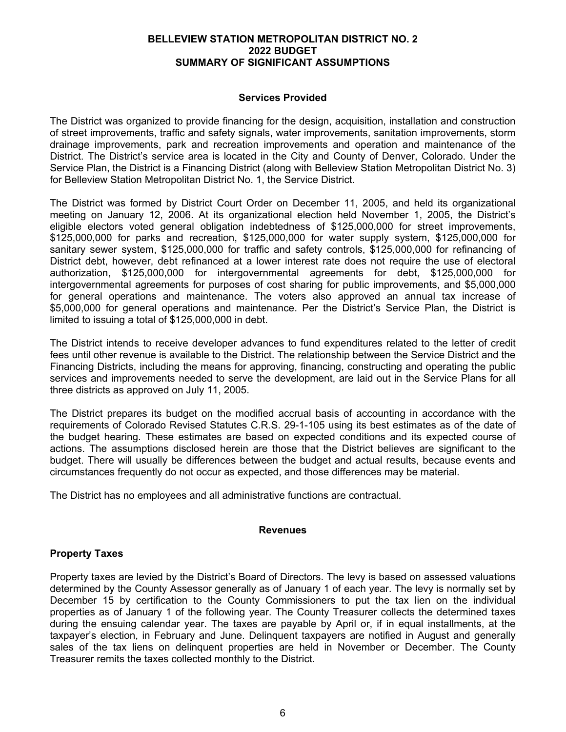# BELLEVIEW STATION METROPOLITAN DISTRICT NO. 2
# 2022 BUDGET
# SUMMARY OF SIGNIFICANT ASSUMPTIONS

## Services Provided

The District was organized to provide financing for the design, acquisition, installation and construction of street improvements, traffic and safety signals, water improvements, sanitation improvements, storm drainage improvements, park and recreation improvements and operation and maintenance of the District. The District's service area is located in the City and County of Denver, Colorado. Under the Service Plan, the District is a Financing District (along with Belleview Station Metropolitan District No. 3) for Belleview Station Metropolitan District No. 1, the Service District.

The District was formed by District Court Order on December 11, 2005, and held its organizational meeting on January 12, 2006. At its organizational election held November 1, 2005, the District's eligible electors voted general obligation indebtedness of $125,000,000 for street improvements, $125,000,000 for parks and recreation, $125,000,000 for water supply system, $125,000,000 for sanitary sewer system, $125,000,000 for traffic and safety controls, $125,000,000 for refinancing of District debt, however, debt refinanced at a lower interest rate does not require the use of electoral authorization, $125,000,000 for intergovernmental agreements for debt, $125,000,000 for intergovernmental agreements for purposes of cost sharing for public improvements, and $5,000,000 for general operations and maintenance. The voters also approved an annual tax increase of $5,000,000 for general operations and maintenance. Per the District's Service Plan, the District is limited to issuing a total of $125,000,000 in debt.

The District intends to receive developer advances to fund expenditures related to the letter of credit fees until other revenue is available to the District. The relationship between the Service District and the Financing Districts, including the means for approving, financing, constructing and operating the public services and improvements needed to serve the development, are laid out in the Service Plans for all three districts as approved on July 11, 2005.

The District prepares its budget on the modified accrual basis of accounting in accordance with the requirements of Colorado Revised Statutes C.R.S. 29-1-105 using its best estimates as of the date of the budget hearing. These estimates are based on expected conditions and its expected course of actions. The assumptions disclosed herein are those that the District believes are significant to the budget. There will usually be differences between the budget and actual results, because events and circumstances frequently do not occur as expected, and those differences may be material.

The District has no employees and all administrative functions are contractual.

## Revenues

### Property Taxes

Property taxes are levied by the District's Board of Directors. The levy is based on assessed valuations determined by the County Assessor generally as of January 1 of each year. The levy is normally set by December 15 by certification to the County Commissioners to put the tax lien on the individual properties as of January 1 of the following year. The County Treasurer collects the determined taxes during the ensuing calendar year. The taxes are payable by April or, if in equal installments, at the taxpayer's election, in February and June. Delinquent taxpayers are notified in August and generally sales of the tax liens on delinquent properties are held in November or December. The County Treasurer remits the taxes collected monthly to the District.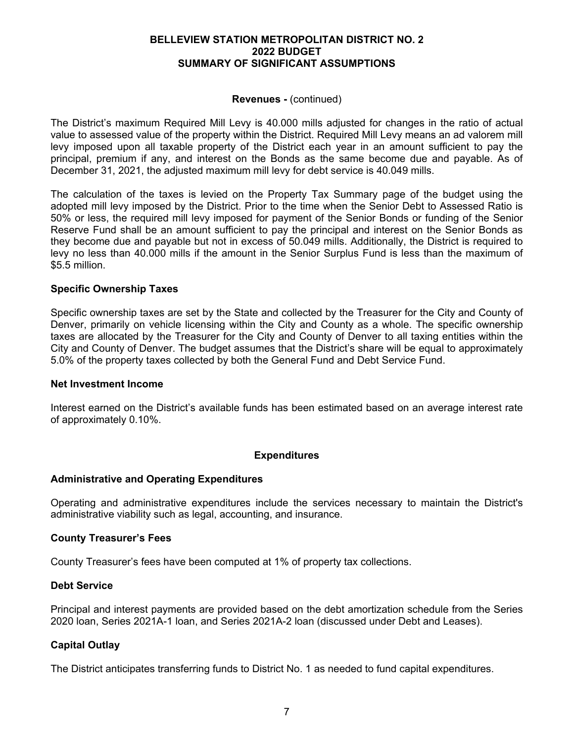**BELLEVIEW STATION METROPOLITAN DISTRICT NO. 2**
**2022 BUDGET**
**SUMMARY OF SIGNIFICANT ASSUMPTIONS**

**Revenues -** (continued)

The District's maximum Required Mill Levy is 40.000 mills adjusted for changes in the ratio of actual value to assessed value of the property within the District. Required Mill Levy means an ad valorem mill levy imposed upon all taxable property of the District each year in an amount sufficient to pay the principal, premium if any, and interest on the Bonds as the same become due and payable. As of December 31, 2021, the adjusted maximum mill levy for debt service is 40.049 mills.

The calculation of the taxes is levied on the Property Tax Summary page of the budget using the adopted mill levy imposed by the District. Prior to the time when the Senior Debt to Assessed Ratio is 50% or less, the required mill levy imposed for payment of the Senior Bonds or funding of the Senior Reserve Fund shall be an amount sufficient to pay the principal and interest on the Senior Bonds as they become due and payable but not in excess of 50.049 mills. Additionally, the District is required to levy no less than 40.000 mills if the amount in the Senior Surplus Fund is less than the maximum of $5.5 million.

### Specific Ownership Taxes

Specific ownership taxes are set by the State and collected by the Treasurer for the City and County of Denver, primarily on vehicle licensing within the City and County as a whole. The specific ownership taxes are allocated by the Treasurer for the City and County of Denver to all taxing entities within the City and County of Denver. The budget assumes that the District's share will be equal to approximately 5.0% of the property taxes collected by both the General Fund and Debt Service Fund.

### Net Investment Income

Interest earned on the District's available funds has been estimated based on an average interest rate of approximately 0.10%.

## Expenditures

### Administrative and Operating Expenditures

Operating and administrative expenditures include the services necessary to maintain the District's administrative viability such as legal, accounting, and insurance.

### County Treasurer's Fees

County Treasurer's fees have been computed at 1% of property tax collections.

### Debt Service

Principal and interest payments are provided based on the debt amortization schedule from the Series 2020 loan, Series 2021A-1 loan, and Series 2021A-2 loan (discussed under Debt and Leases).

### Capital Outlay

The District anticipates transferring funds to District No. 1 as needed to fund capital expenditures.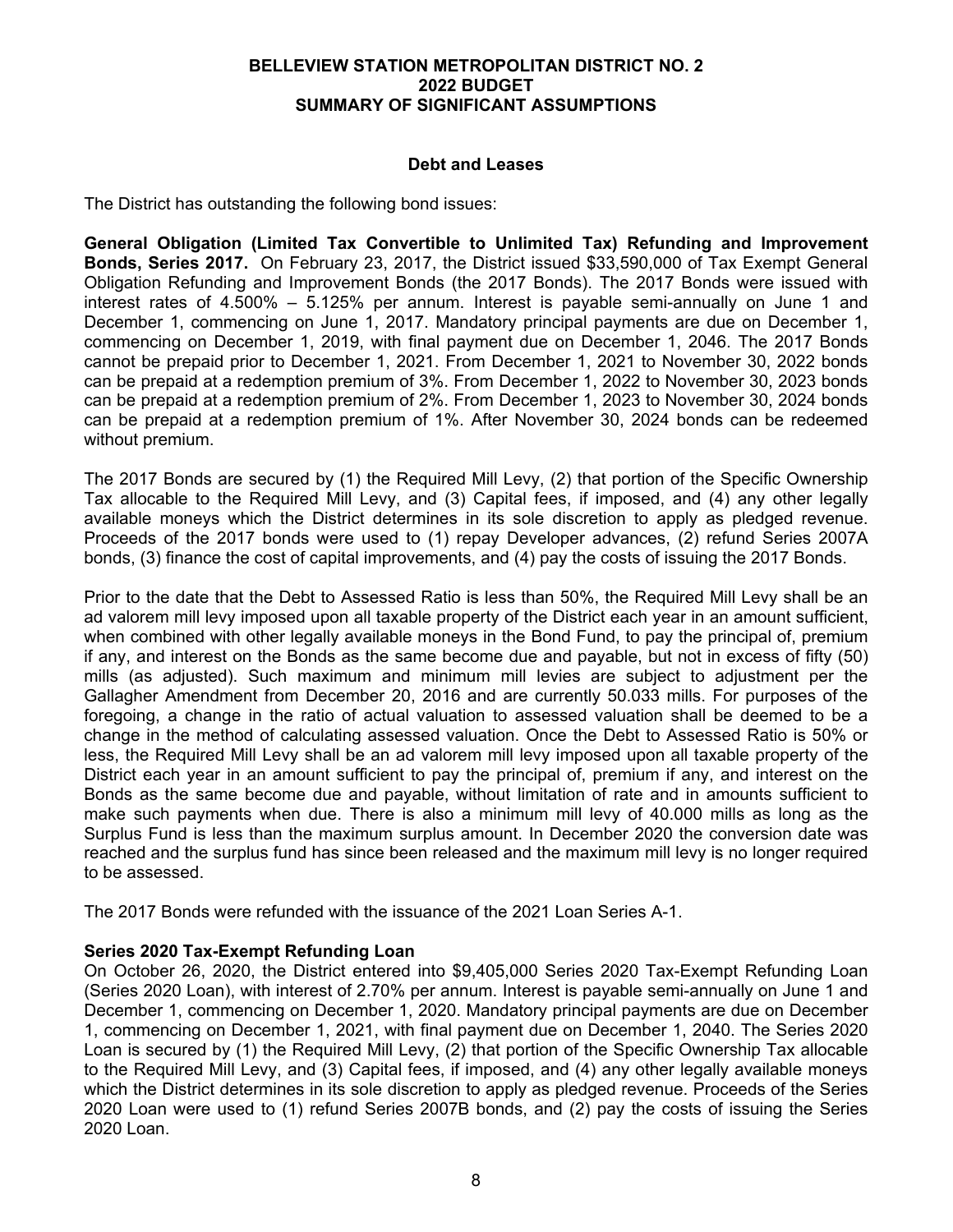# BELLEVIEW STATION METROPOLITAN DISTRICT NO. 2
# 2022 BUDGET
# SUMMARY OF SIGNIFICANT ASSUMPTIONS

## Debt and Leases

The District has outstanding the following bond issues:

**General Obligation (Limited Tax Convertible to Unlimited Tax) Refunding and Improvement Bonds, Series 2017.** On February 23, 2017, the District issued $33,590,000 of Tax Exempt General Obligation Refunding and Improvement Bonds (the 2017 Bonds). The 2017 Bonds were issued with interest rates of 4.500% – 5.125% per annum. Interest is payable semi-annually on June 1 and December 1, commencing on June 1, 2017. Mandatory principal payments are due on December 1, commencing on December 1, 2019, with final payment due on December 1, 2046. The 2017 Bonds cannot be prepaid prior to December 1, 2021. From December 1, 2021 to November 30, 2022 bonds can be prepaid at a redemption premium of 3%. From December 1, 2022 to November 30, 2023 bonds can be prepaid at a redemption premium of 2%. From December 1, 2023 to November 30, 2024 bonds can be prepaid at a redemption premium of 1%. After November 30, 2024 bonds can be redeemed without premium.

The 2017 Bonds are secured by (1) the Required Mill Levy, (2) that portion of the Specific Ownership Tax allocable to the Required Mill Levy, and (3) Capital fees, if imposed, and (4) any other legally available moneys which the District determines in its sole discretion to apply as pledged revenue. Proceeds of the 2017 bonds were used to (1) repay Developer advances, (2) refund Series 2007A bonds, (3) finance the cost of capital improvements, and (4) pay the costs of issuing the 2017 Bonds.

Prior to the date that the Debt to Assessed Ratio is less than 50%, the Required Mill Levy shall be an ad valorem mill levy imposed upon all taxable property of the District each year in an amount sufficient, when combined with other legally available moneys in the Bond Fund, to pay the principal of, premium if any, and interest on the Bonds as the same become due and payable, but not in excess of fifty (50) mills (as adjusted). Such maximum and minimum mill levies are subject to adjustment per the Gallagher Amendment from December 20, 2016 and are currently 50.033 mills. For purposes of the foregoing, a change in the ratio of actual valuation to assessed valuation shall be deemed to be a change in the method of calculating assessed valuation. Once the Debt to Assessed Ratio is 50% or less, the Required Mill Levy shall be an ad valorem mill levy imposed upon all taxable property of the District each year in an amount sufficient to pay the principal of, premium if any, and interest on the Bonds as the same become due and payable, without limitation of rate and in amounts sufficient to make such payments when due. There is also a minimum mill levy of 40.000 mills as long as the Surplus Fund is less than the maximum surplus amount. In December 2020 the conversion date was reached and the surplus fund has since been released and the maximum mill levy is no longer required to be assessed.

The 2017 Bonds were refunded with the issuance of the 2021 Loan Series A-1.

**Series 2020 Tax-Exempt Refunding Loan**

On October 26, 2020, the District entered into $9,405,000 Series 2020 Tax-Exempt Refunding Loan (Series 2020 Loan), with interest of 2.70% per annum. Interest is payable semi-annually on June 1 and December 1, commencing on December 1, 2020. Mandatory principal payments are due on December 1, commencing on December 1, 2021, with final payment due on December 1, 2040. The Series 2020 Loan is secured by (1) the Required Mill Levy, (2) that portion of the Specific Ownership Tax allocable to the Required Mill Levy, and (3) Capital fees, if imposed, and (4) any other legally available moneys which the District determines in its sole discretion to apply as pledged revenue. Proceeds of the Series 2020 Loan were used to (1) refund Series 2007B bonds, and (2) pay the costs of issuing the Series 2020 Loan.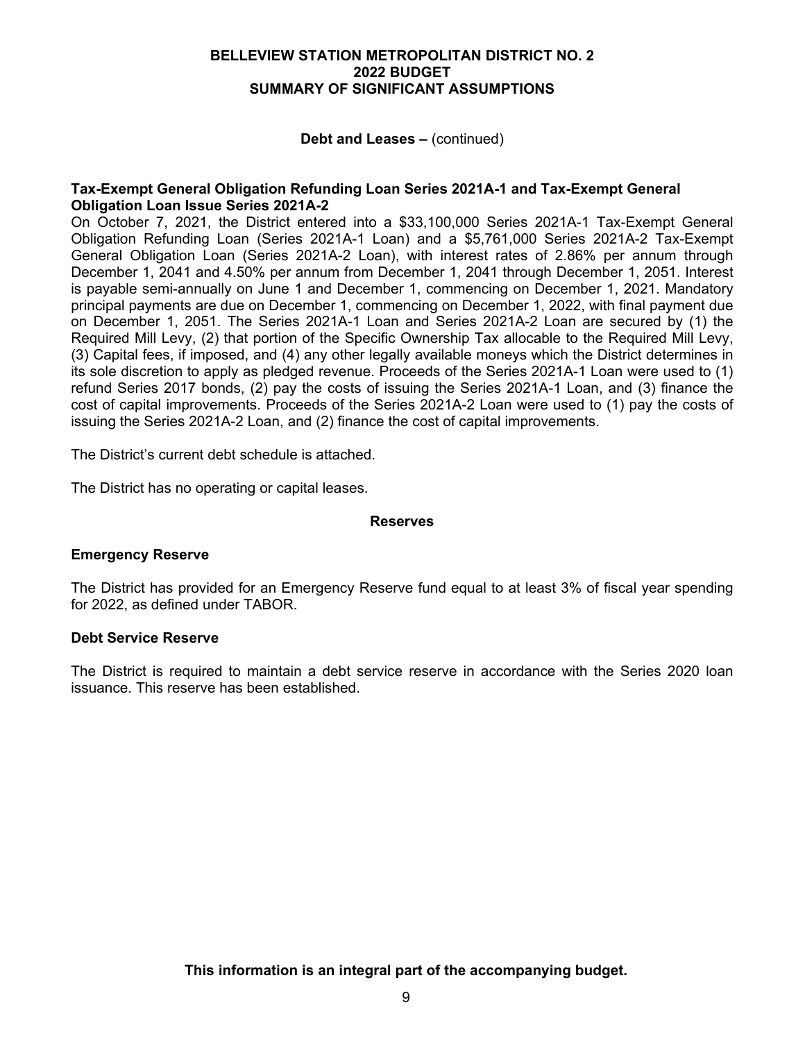# BELLEVIEW STATION METROPOLITAN DISTRICT NO. 2
# 2022 BUDGET
# SUMMARY OF SIGNIFICANT ASSUMPTIONS

**Debt and Leases –** (continued)

**Tax-Exempt General Obligation Refunding Loan Series 2021A-1 and Tax-Exempt General Obligation Loan Issue Series 2021A-2**

On October 7, 2021, the District entered into a $33,100,000 Series 2021A-1 Tax-Exempt General Obligation Refunding Loan (Series 2021A-1 Loan) and a $5,761,000 Series 2021A-2 Tax-Exempt General Obligation Loan (Series 2021A-2 Loan), with interest rates of 2.86% per annum through December 1, 2041 and 4.50% per annum from December 1, 2041 through December 1, 2051. Interest is payable semi-annually on June 1 and December 1, commencing on December 1, 2021. Mandatory principal payments are due on December 1, commencing on December 1, 2022, with final payment due on December 1, 2051. The Series 2021A-1 Loan and Series 2021A-2 Loan are secured by (1) the Required Mill Levy, (2) that portion of the Specific Ownership Tax allocable to the Required Mill Levy, (3) Capital fees, if imposed, and (4) any other legally available moneys which the District determines in its sole discretion to apply as pledged revenue. Proceeds of the Series 2021A-1 Loan were used to (1) refund Series 2017 bonds, (2) pay the costs of issuing the Series 2021A-1 Loan, and (3) finance the cost of capital improvements. Proceeds of the Series 2021A-2 Loan were used to (1) pay the costs of issuing the Series 2021A-2 Loan, and (2) finance the cost of capital improvements.

The District's current debt schedule is attached.

The District has no operating or capital leases.

## Reserves

### Emergency Reserve

The District has provided for an Emergency Reserve fund equal to at least 3% of fiscal year spending for 2022, as defined under TABOR.

### Debt Service Reserve

The District is required to maintain a debt service reserve in accordance with the Series 2020 loan issuance. This reserve has been established.

**This information is an integral part of the accompanying budget.**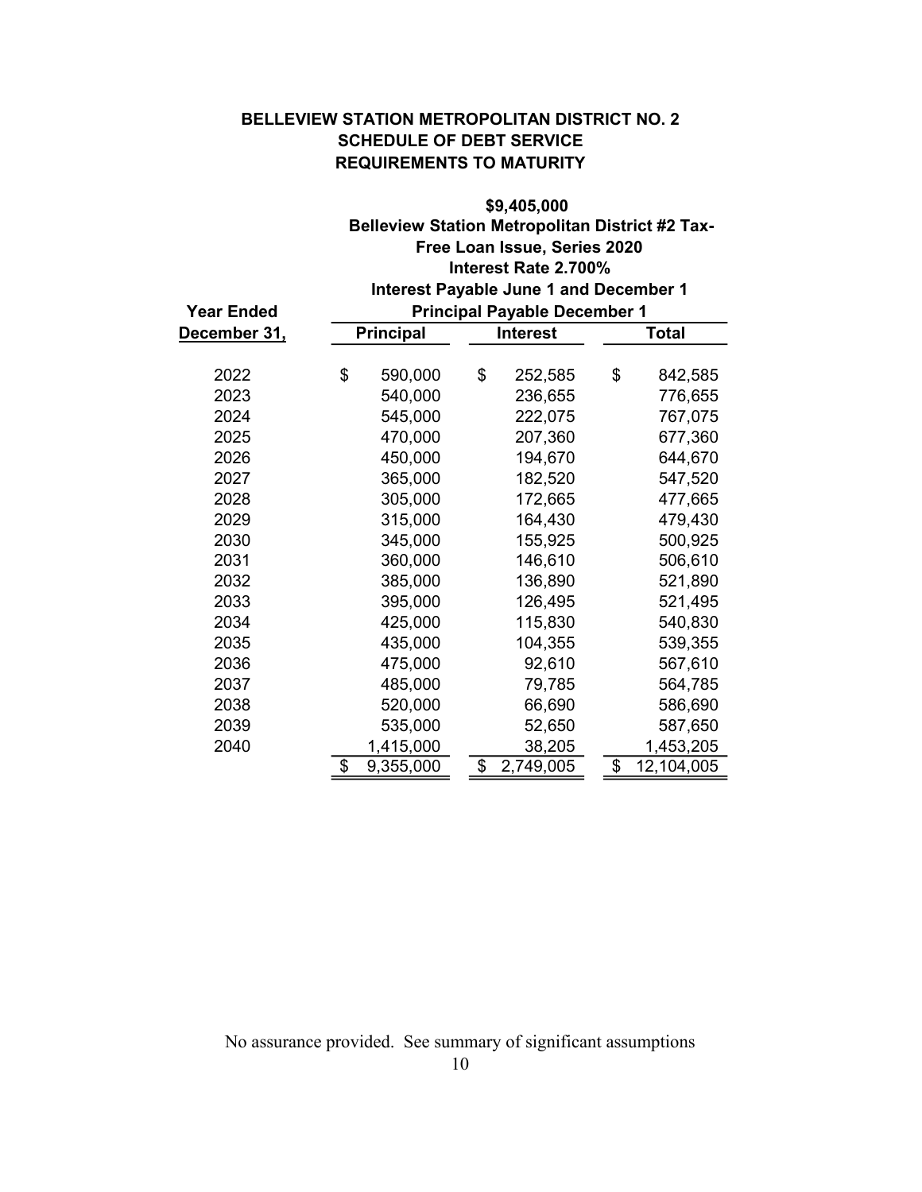**BELLEVIEW STATION METROPOLITAN DISTRICT NO. 2**
**SCHEDULE OF DEBT SERVICE**
**REQUIREMENTS TO MATURITY**

| Year Ended December 31, | $9,405,000 Belleview Station Metropolitan District #2 Tax-Free Loan Issue, Series 2020 Interest Rate 2.700% Interest Payable June 1 and December 1 Principal Payable December 1 | | |
|---|---|---|---|
| | **Principal** | **Interest** | **Total** |
| 2022 | $ 590,000 | $ 252,585 | $ 842,585 |
| 2023 | 540,000 | 236,655 | 776,655 |
| 2024 | 545,000 | 222,075 | 767,075 |
| 2025 | 470,000 | 207,360 | 677,360 |
| 2026 | 450,000 | 194,670 | 644,670 |
| 2027 | 365,000 | 182,520 | 547,520 |
| 2028 | 305,000 | 172,665 | 477,665 |
| 2029 | 315,000 | 164,430 | 479,430 |
| 2030 | 345,000 | 155,925 | 500,925 |
| 2031 | 360,000 | 146,610 | 506,610 |
| 2032 | 385,000 | 136,890 | 521,890 |
| 2033 | 395,000 | 126,495 | 521,495 |
| 2034 | 425,000 | 115,830 | 540,830 |
| 2035 | 435,000 | 104,355 | 539,355 |
| 2036 | 475,000 | 92,610 | 567,610 |
| 2037 | 485,000 | 79,785 | 564,785 |
| 2038 | 520,000 | 66,690 | 586,690 |
| 2039 | 535,000 | 52,650 | 587,650 |
| 2040 | 1,415,000 | 38,205 | 1,453,205 |
| | $ 9,355,000 | $ 2,749,005 | $ 12,104,005 |

No assurance provided. See summary of significant assumptions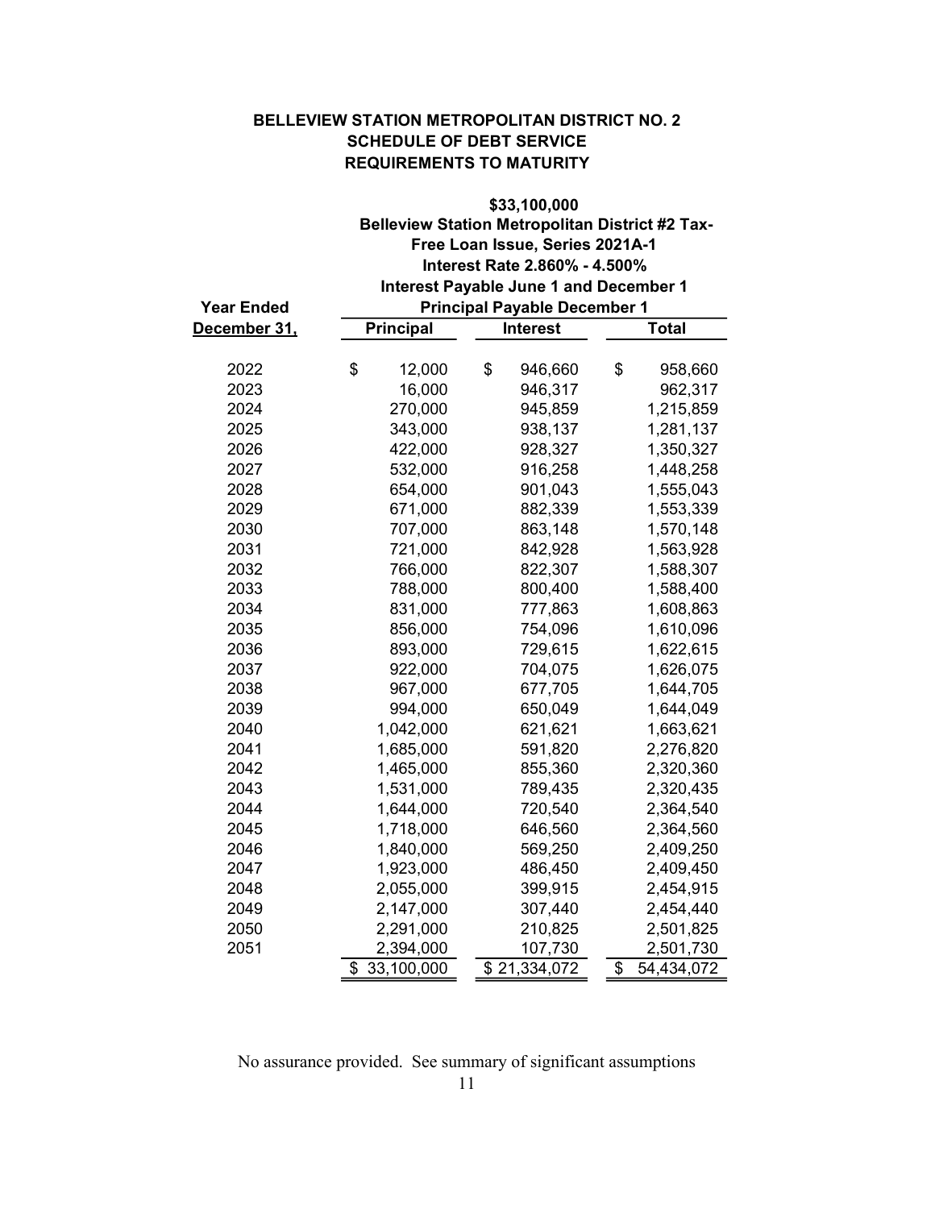**BELLEVIEW STATION METROPOLITAN DISTRICT NO. 2**
**SCHEDULE OF DEBT SERVICE**
**REQUIREMENTS TO MATURITY**

| Year Ended | $33,100,000 Belleview Station Metropolitan District #2 Tax-Free Loan Issue, Series 2021A-1 Interest Rate 2.860% - 4.500% Interest Payable June 1 and December 1 Principal Payable December 1 | | |
|---|---|---|---|
| December 31, | Principal | Interest | Total |
| 2022 | $ 12,000 | $ 946,660 | $ 958,660 |
| 2023 | 16,000 | 946,317 | 962,317 |
| 2024 | 270,000 | 945,859 | 1,215,859 |
| 2025 | 343,000 | 938,137 | 1,281,137 |
| 2026 | 422,000 | 928,327 | 1,350,327 |
| 2027 | 532,000 | 916,258 | 1,448,258 |
| 2028 | 654,000 | 901,043 | 1,555,043 |
| 2029 | 671,000 | 882,339 | 1,553,339 |
| 2030 | 707,000 | 863,148 | 1,570,148 |
| 2031 | 721,000 | 842,928 | 1,563,928 |
| 2032 | 766,000 | 822,307 | 1,588,307 |
| 2033 | 788,000 | 800,400 | 1,588,400 |
| 2034 | 831,000 | 777,863 | 1,608,863 |
| 2035 | 856,000 | 754,096 | 1,610,096 |
| 2036 | 893,000 | 729,615 | 1,622,615 |
| 2037 | 922,000 | 704,075 | 1,626,075 |
| 2038 | 967,000 | 677,705 | 1,644,705 |
| 2039 | 994,000 | 650,049 | 1,644,049 |
| 2040 | 1,042,000 | 621,621 | 1,663,621 |
| 2041 | 1,685,000 | 591,820 | 2,276,820 |
| 2042 | 1,465,000 | 855,360 | 2,320,360 |
| 2043 | 1,531,000 | 789,435 | 2,320,435 |
| 2044 | 1,644,000 | 720,540 | 2,364,540 |
| 2045 | 1,718,000 | 646,560 | 2,364,560 |
| 2046 | 1,840,000 | 569,250 | 2,409,250 |
| 2047 | 1,923,000 | 486,450 | 2,409,450 |
| 2048 | 2,055,000 | 399,915 | 2,454,915 |
| 2049 | 2,147,000 | 307,440 | 2,454,440 |
| 2050 | 2,291,000 | 210,825 | 2,501,825 |
| 2051 | 2,394,000 | 107,730 | 2,501,730 |
| | $ 33,100,000 | $ 21,334,072 | $ 54,434,072 |

No assurance provided. See summary of significant assumptions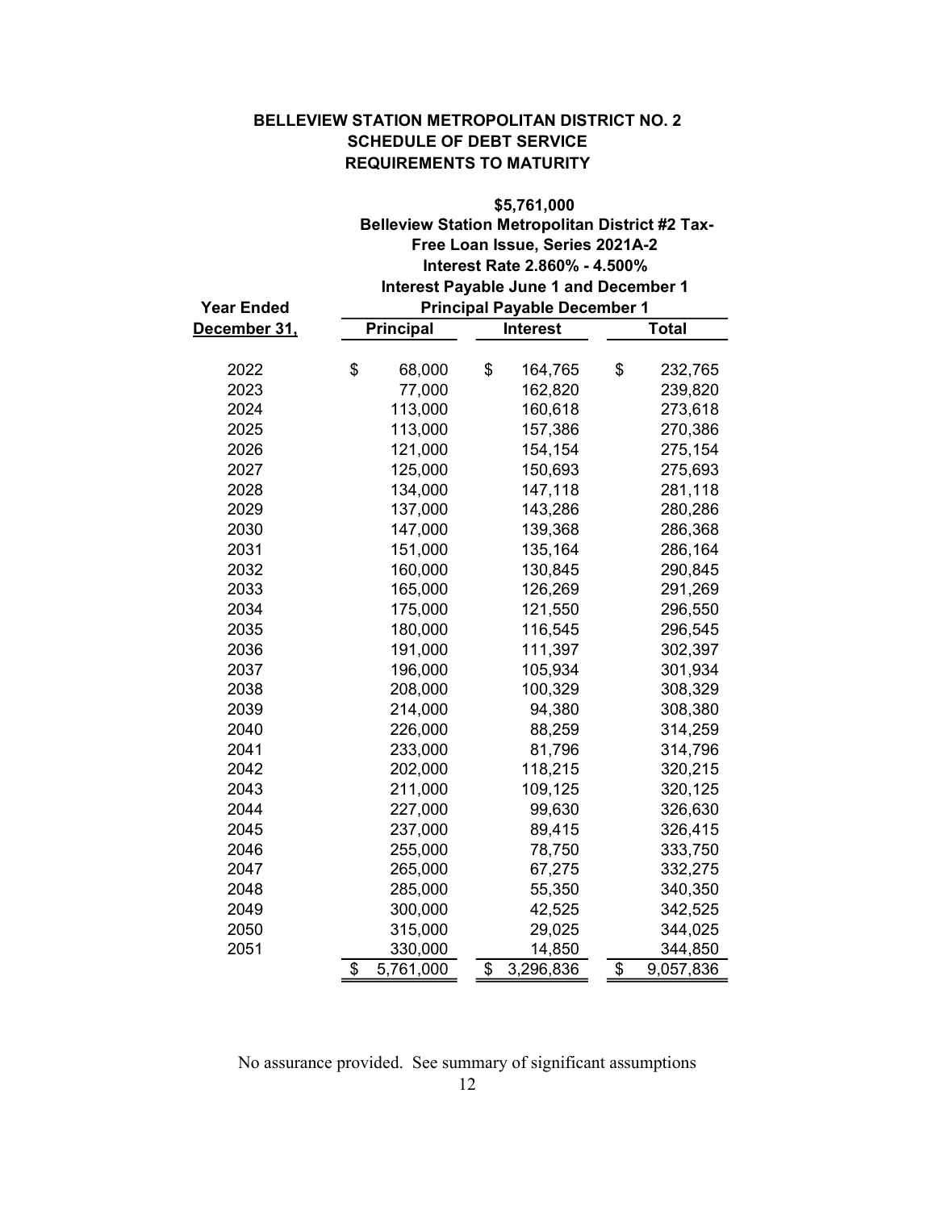**BELLEVIEW STATION METROPOLITAN DISTRICT NO. 2**
**SCHEDULE OF DEBT SERVICE**
**REQUIREMENTS TO MATURITY**

| Year Ended December 31, | $5,761,000 Belleview Station Metropolitan District #2 Tax-Free Loan Issue, Series 2021A-2 Interest Rate 2.860% - 4.500% Interest Payable June 1 and December 1 Principal Payable December 1 | | |
|---|---|---|---|
| | **Principal** | **Interest** | **Total** |
| 2022 | $ 68,000 | $ 164,765 | $ 232,765 |
| 2023 | 77,000 | 162,820 | 239,820 |
| 2024 | 113,000 | 160,618 | 273,618 |
| 2025 | 113,000 | 157,386 | 270,386 |
| 2026 | 121,000 | 154,154 | 275,154 |
| 2027 | 125,000 | 150,693 | 275,693 |
| 2028 | 134,000 | 147,118 | 281,118 |
| 2029 | 137,000 | 143,286 | 280,286 |
| 2030 | 147,000 | 139,368 | 286,368 |
| 2031 | 151,000 | 135,164 | 286,164 |
| 2032 | 160,000 | 130,845 | 290,845 |
| 2033 | 165,000 | 126,269 | 291,269 |
| 2034 | 175,000 | 121,550 | 296,550 |
| 2035 | 180,000 | 116,545 | 296,545 |
| 2036 | 191,000 | 111,397 | 302,397 |
| 2037 | 196,000 | 105,934 | 301,934 |
| 2038 | 208,000 | 100,329 | 308,329 |
| 2039 | 214,000 | 94,380 | 308,380 |
| 2040 | 226,000 | 88,259 | 314,259 |
| 2041 | 233,000 | 81,796 | 314,796 |
| 2042 | 202,000 | 118,215 | 320,215 |
| 2043 | 211,000 | 109,125 | 320,125 |
| 2044 | 227,000 | 99,630 | 326,630 |
| 2045 | 237,000 | 89,415 | 326,415 |
| 2046 | 255,000 | 78,750 | 333,750 |
| 2047 | 265,000 | 67,275 | 332,275 |
| 2048 | 285,000 | 55,350 | 340,350 |
| 2049 | 300,000 | 42,525 | 342,525 |
| 2050 | 315,000 | 29,025 | 344,025 |
| 2051 | 330,000 | 14,850 | 344,850 |
| | $ 5,761,000 | $ 3,296,836 | $ 9,057,836 |

No assurance provided. See summary of significant assumptions